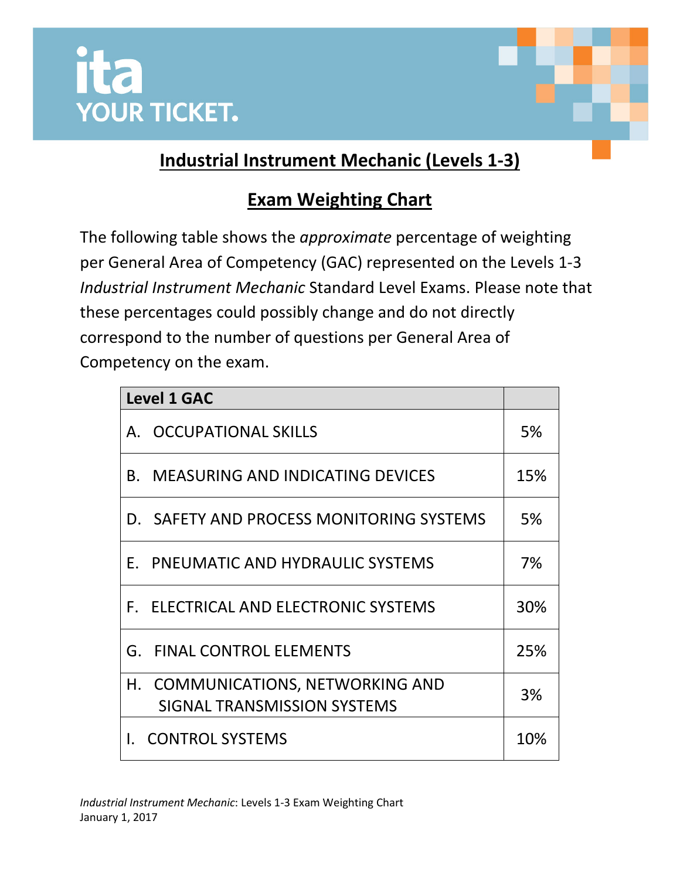# Industrial Instrument Mechanic (Levels 1-3)

## Exam Weighting Chart

The following table shows the *approximate* percentage of weighting per General Area of Competency (GAC) represented on the Levels 1-3 *Industrial Instrument Mechanic* Standard Level Exams. Please note that these percentages could possibly change and do not directly correspond to the number of questions per General Area of Competency on the exam.

| Level 1 GAC | |
|---|---|
| A. OCCUPATIONAL SKILLS | 5% |
| B. MEASURING AND INDICATING DEVICES | 15% |
| D. SAFETY AND PROCESS MONITORING SYSTEMS | 5% |
| E. PNEUMATIC AND HYDRAULIC SYSTEMS | 7% |
| F. ELECTRICAL AND ELECTRONIC SYSTEMS | 30% |
| G. FINAL CONTROL ELEMENTS | 25% |
| H. COMMUNICATIONS, NETWORKING AND SIGNAL TRANSMISSION SYSTEMS | 3% |
| I. CONTROL SYSTEMS | 10% |

*Industrial Instrument Mechanic*: Levels 1-3 Exam Weighting Chart
January 1, 2017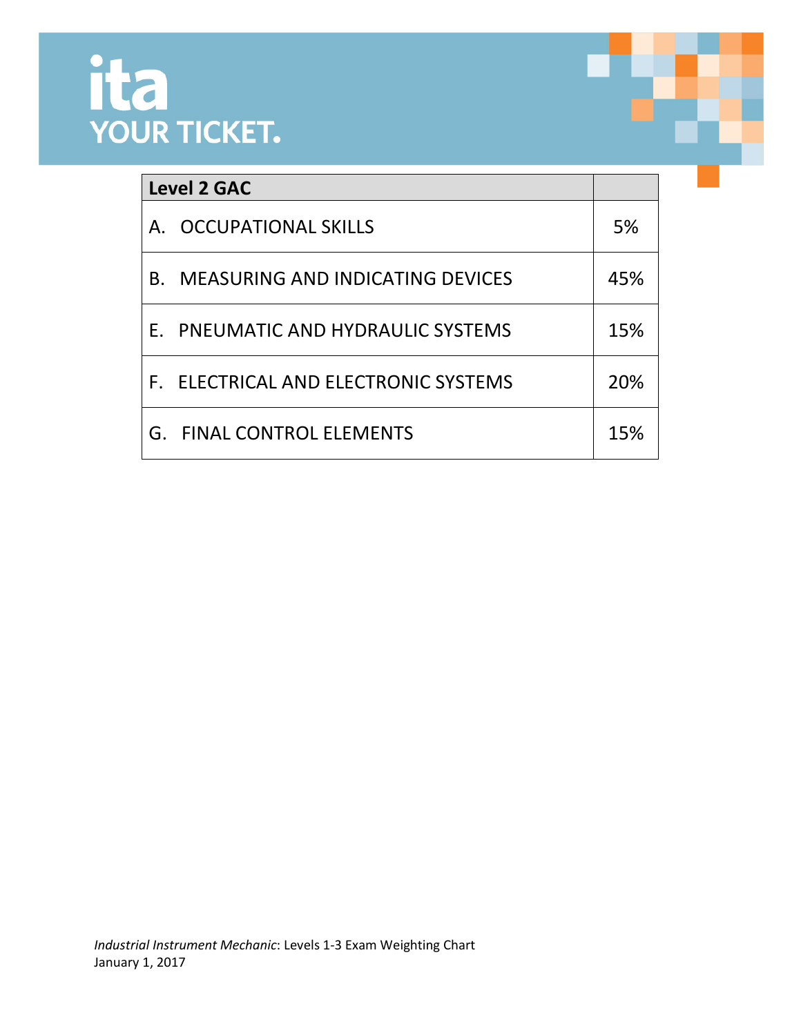| Level 2 GAC | |
|---|---|
| A. OCCUPATIONAL SKILLS | 5% |
| B. MEASURING AND INDICATING DEVICES | 45% |
| E. PNEUMATIC AND HYDRAULIC SYSTEMS | 15% |
| F. ELECTRICAL AND ELECTRONIC SYSTEMS | 20% |
| G. FINAL CONTROL ELEMENTS | 15% |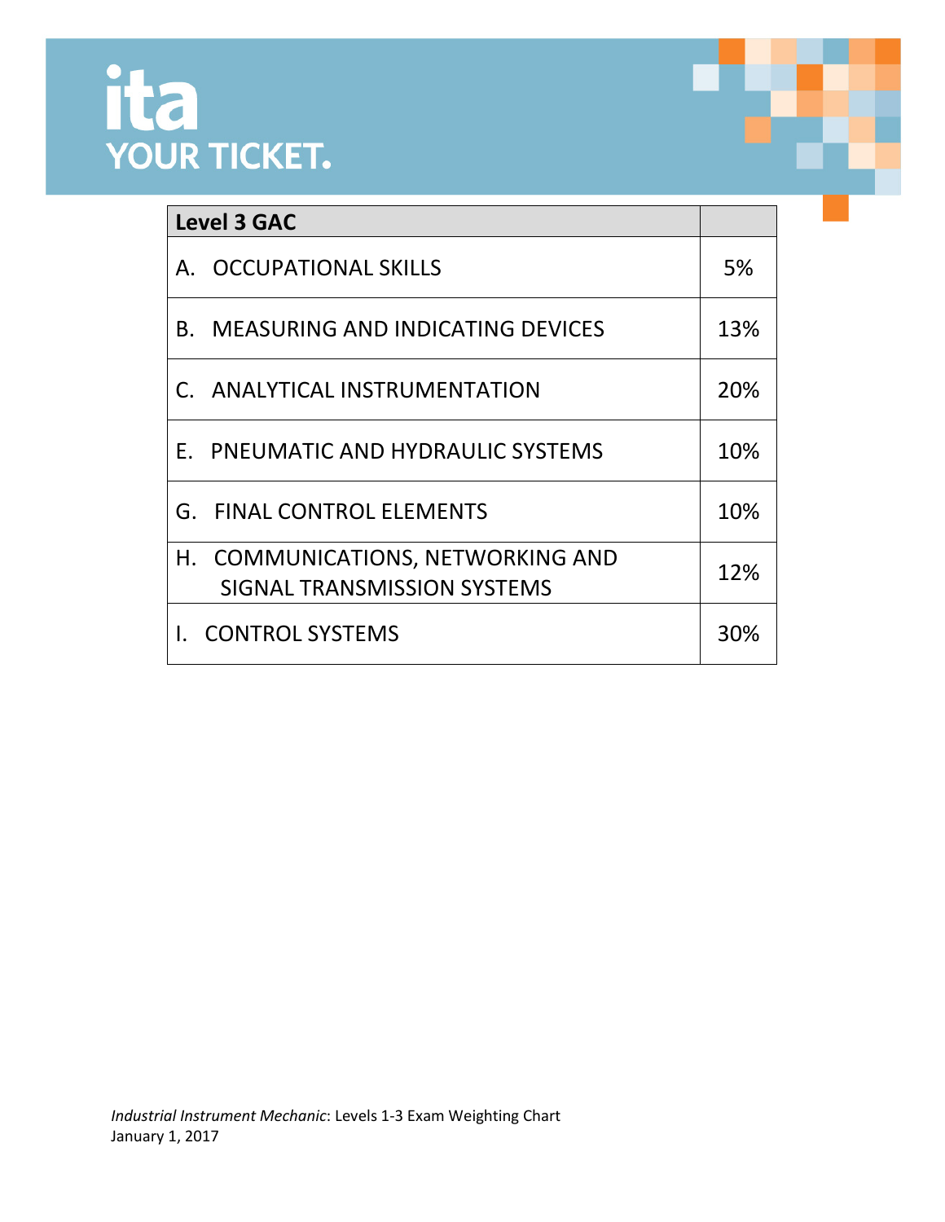| Level 3 GAC | |
|---|---|
| A. OCCUPATIONAL SKILLS | 5% |
| B. MEASURING AND INDICATING DEVICES | 13% |
| C. ANALYTICAL INSTRUMENTATION | 20% |
| E. PNEUMATIC AND HYDRAULIC SYSTEMS | 10% |
| G. FINAL CONTROL ELEMENTS | 10% |
| H. COMMUNICATIONS, NETWORKING AND SIGNAL TRANSMISSION SYSTEMS | 12% |
| I. CONTROL SYSTEMS | 30% |